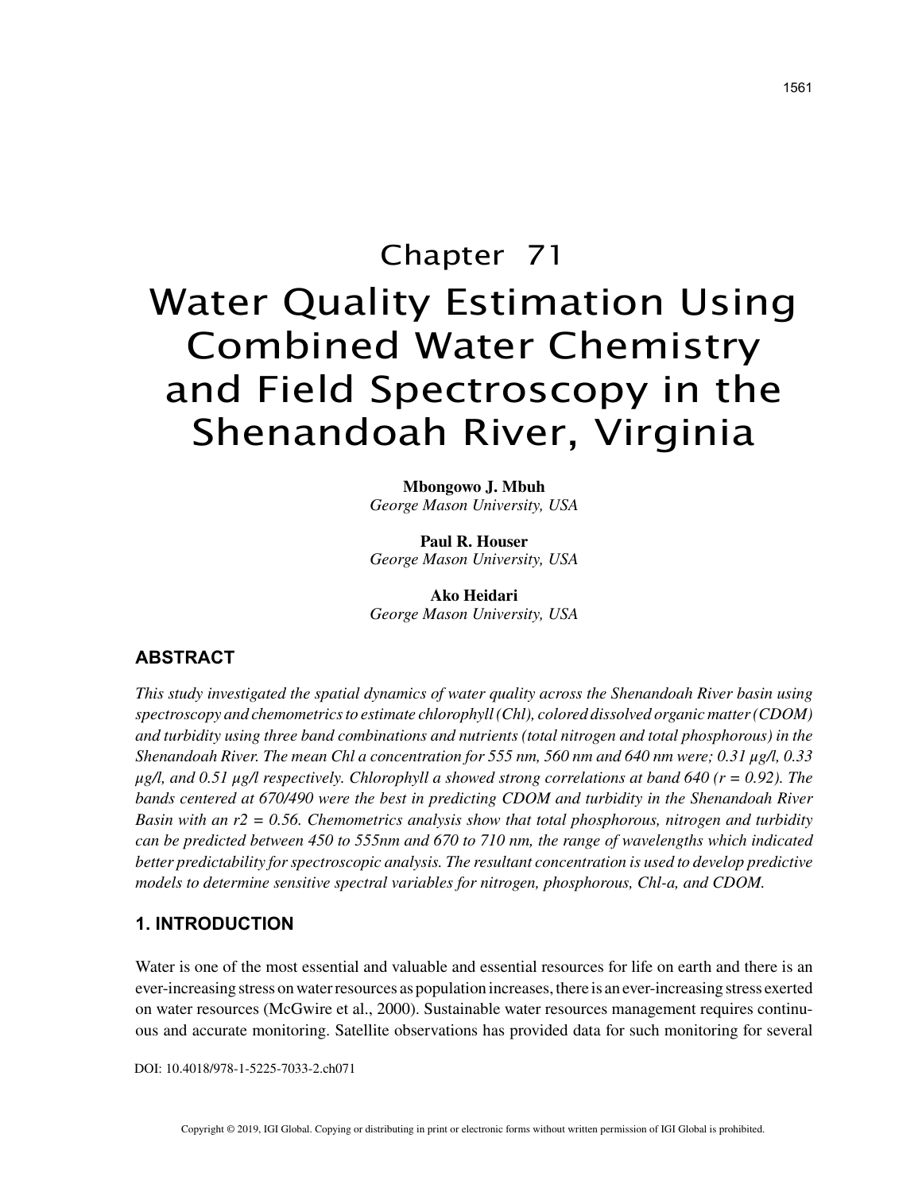# Chapter 71

# Water Quality Estimation Using Combined Water Chemistry and Field Spectroscopy in the Shenandoah River, Virginia

**Mbongowo J. Mbuh**
*George Mason University, USA*

**Paul R. Houser**
*George Mason University, USA*

**Ako Heidari**
*George Mason University, USA*

## ABSTRACT

*This study investigated the spatial dynamics of water quality across the Shenandoah River basin using spectroscopy and chemometrics to estimate chlorophyll (Chl), colored dissolved organic matter (CDOM) and turbidity using three band combinations and nutrients (total nitrogen and total phosphorous) in the Shenandoah River. The mean Chl a concentration for 555 nm, 560 nm and 640 nm were; 0.31 µg/l, 0.33 µg/l, and 0.51 µg/l respectively. Chlorophyll a showed strong correlations at band 640 (r = 0.92). The bands centered at 670/490 were the best in predicting CDOM and turbidity in the Shenandoah River Basin with an r2 = 0.56. Chemometrics analysis show that total phosphorous, nitrogen and turbidity can be predicted between 450 to 555nm and 670 to 710 nm, the range of wavelengths which indicated better predictability for spectroscopic analysis. The resultant concentration is used to develop predictive models to determine sensitive spectral variables for nitrogen, phosphorous, Chl-a, and CDOM.*

## 1. INTRODUCTION

Water is one of the most essential and valuable and essential resources for life on earth and there is an ever-increasing stress on water resources as population increases, there is an ever-increasing stress exerted on water resources (McGwire et al., 2000). Sustainable water resources management requires continuous and accurate monitoring. Satellite observations has provided data for such monitoring for several

DOI: 10.4018/978-1-5225-7033-2.ch071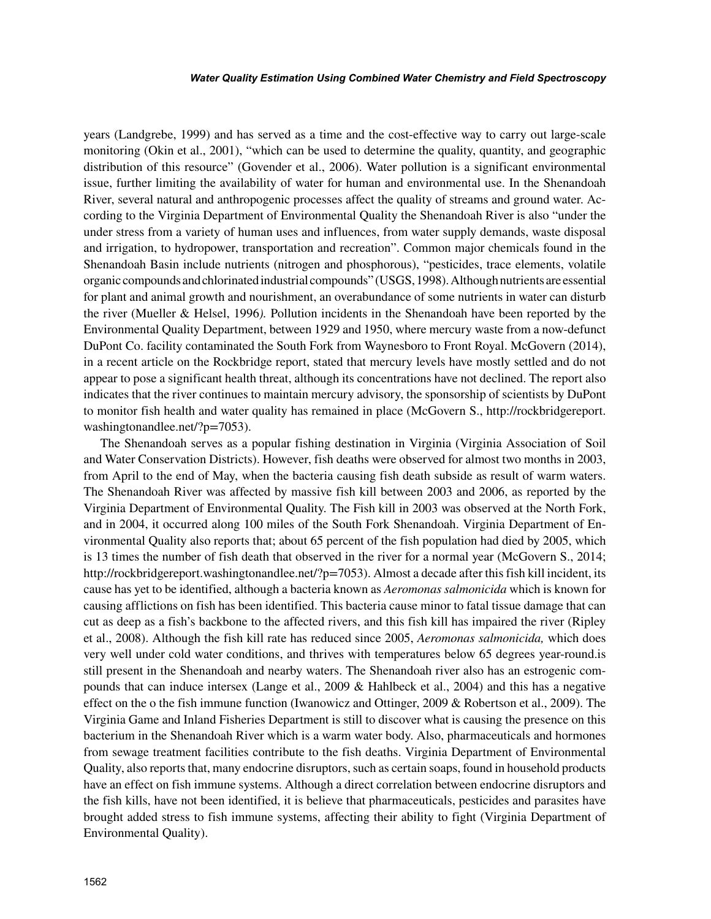years (Landgrebe, 1999) and has served as a time and the cost-effective way to carry out large-scale monitoring (Okin et al., 2001), "which can be used to determine the quality, quantity, and geographic distribution of this resource" (Govender et al., 2006). Water pollution is a significant environmental issue, further limiting the availability of water for human and environmental use. In the Shenandoah River, several natural and anthropogenic processes affect the quality of streams and ground water. According to the Virginia Department of Environmental Quality the Shenandoah River is also "under the under stress from a variety of human uses and influences, from water supply demands, waste disposal and irrigation, to hydropower, transportation and recreation". Common major chemicals found in the Shenandoah Basin include nutrients (nitrogen and phosphorous), "pesticides, trace elements, volatile organic compounds and chlorinated industrial compounds" (USGS, 1998). Although nutrients are essential for plant and animal growth and nourishment, an overabundance of some nutrients in water can disturb the river (Mueller & Helsel, 1996*).* Pollution incidents in the Shenandoah have been reported by the Environmental Quality Department, between 1929 and 1950, where mercury waste from a now-defunct DuPont Co. facility contaminated the South Fork from Waynesboro to Front Royal. McGovern (2014), in a recent article on the Rockbridge report, stated that mercury levels have mostly settled and do not appear to pose a significant health threat, although its concentrations have not declined. The report also indicates that the river continues to maintain mercury advisory, the sponsorship of scientists by DuPont to monitor fish health and water quality has remained in place (McGovern S., http://rockbridgereport.washingtonandlee.net/?p=7053).

The Shenandoah serves as a popular fishing destination in Virginia (Virginia Association of Soil and Water Conservation Districts). However, fish deaths were observed for almost two months in 2003, from April to the end of May, when the bacteria causing fish death subside as result of warm waters. The Shenandoah River was affected by massive fish kill between 2003 and 2006, as reported by the Virginia Department of Environmental Quality. The Fish kill in 2003 was observed at the North Fork, and in 2004, it occurred along 100 miles of the South Fork Shenandoah. Virginia Department of Environmental Quality also reports that; about 65 percent of the fish population had died by 2005, which is 13 times the number of fish death that observed in the river for a normal year (McGovern S., 2014; http://rockbridgereport.washingtonandlee.net/?p=7053). Almost a decade after this fish kill incident, its cause has yet to be identified, although a bacteria known as *Aeromonas salmonicida* which is known for causing afflictions on fish has been identified. This bacteria cause minor to fatal tissue damage that can cut as deep as a fish's backbone to the affected rivers, and this fish kill has impaired the river (Ripley et al., 2008). Although the fish kill rate has reduced since 2005, *Aeromonas salmonicida,* which does very well under cold water conditions, and thrives with temperatures below 65 degrees year-round.is still present in the Shenandoah and nearby waters. The Shenandoah river also has an estrogenic compounds that can induce intersex (Lange et al., 2009 & Hahlbeck et al., 2004) and this has a negative effect on the o the fish immune function (Iwanowicz and Ottinger, 2009 & Robertson et al., 2009). The Virginia Game and Inland Fisheries Department is still to discover what is causing the presence on this bacterium in the Shenandoah River which is a warm water body. Also, pharmaceuticals and hormones from sewage treatment facilities contribute to the fish deaths. Virginia Department of Environmental Quality, also reports that, many endocrine disruptors, such as certain soaps, found in household products have an effect on fish immune systems. Although a direct correlation between endocrine disruptors and the fish kills, have not been identified, it is believe that pharmaceuticals, pesticides and parasites have brought added stress to fish immune systems, affecting their ability to fight (Virginia Department of Environmental Quality).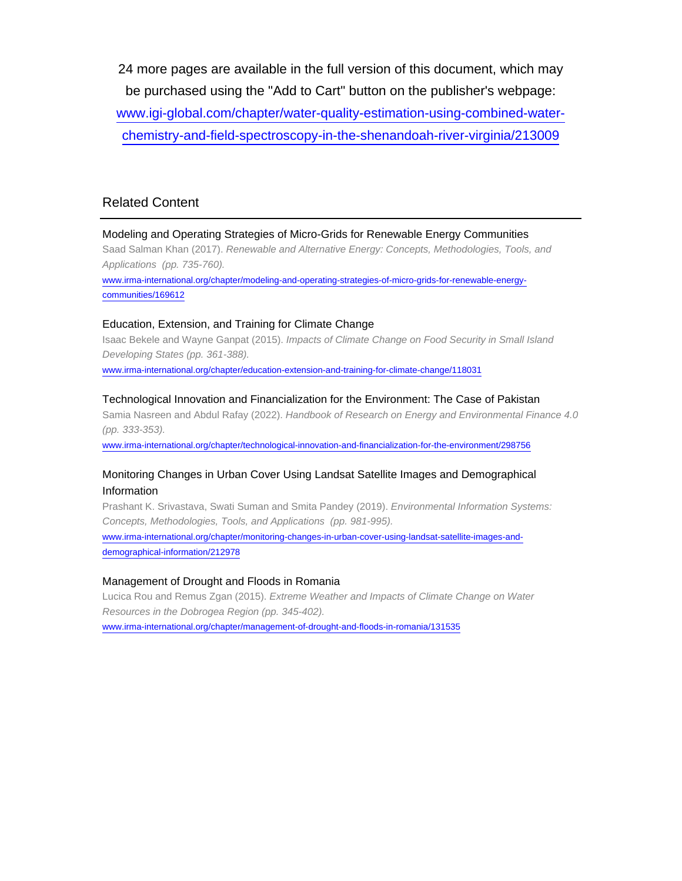24 more pages are available in the full version of this document, which may be purchased using the "Add to Cart" button on the publisher's webpage: www.igi-global.com/chapter/water-quality-estimation-using-combined-water-chemistry-and-field-spectroscopy-in-the-shenandoah-river-virginia/213009

## Related Content

**Modeling and Operating Strategies of Micro-Grids for Renewable Energy Communities**
Saad Salman Khan (2017). *Renewable and Alternative Energy: Concepts, Methodologies, Tools, and Applications (pp. 735-760).*
www.irma-international.org/chapter/modeling-and-operating-strategies-of-micro-grids-for-renewable-energy-communities/169612

**Education, Extension, and Training for Climate Change**
Isaac Bekele and Wayne Ganpat (2015). *Impacts of Climate Change on Food Security in Small Island Developing States (pp. 361-388).*
www.irma-international.org/chapter/education-extension-and-training-for-climate-change/118031

**Technological Innovation and Financialization for the Environment: The Case of Pakistan**
Samia Nasreen and Abdul Rafay (2022). *Handbook of Research on Energy and Environmental Finance 4.0 (pp. 333-353).*
www.irma-international.org/chapter/technological-innovation-and-financialization-for-the-environment/298756

**Monitoring Changes in Urban Cover Using Landsat Satellite Images and Demographical Information**
Prashant K. Srivastava, Swati Suman and Smita Pandey (2019). *Environmental Information Systems: Concepts, Methodologies, Tools, and Applications (pp. 981-995).*
www.irma-international.org/chapter/monitoring-changes-in-urban-cover-using-landsat-satellite-images-and-demographical-information/212978

**Management of Drought and Floods in Romania**
Lucica Rou and Remus Zgan (2015). *Extreme Weather and Impacts of Climate Change on Water Resources in the Dobrogea Region (pp. 345-402).*
www.irma-international.org/chapter/management-of-drought-and-floods-in-romania/131535